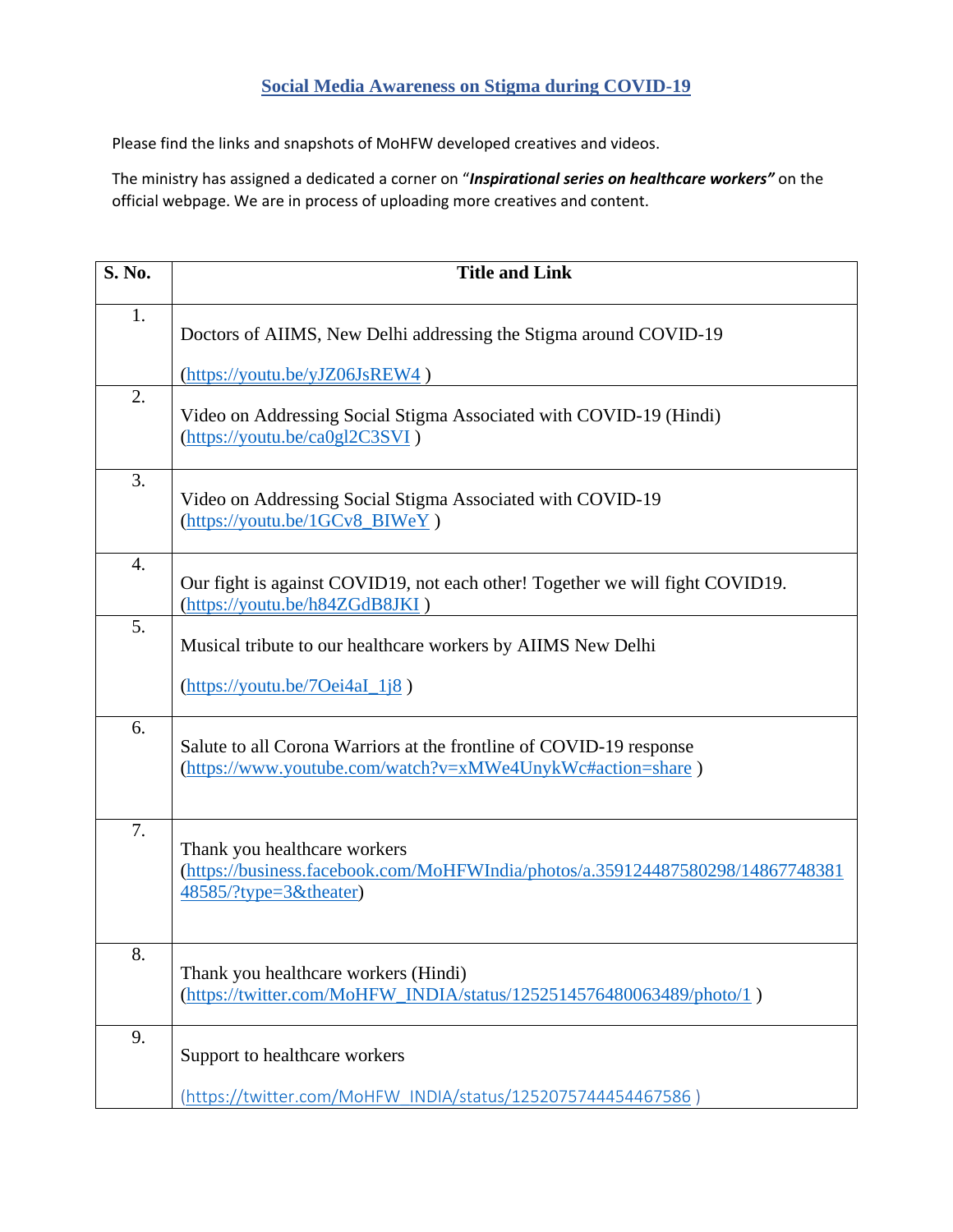# Social Media Awareness on Stigma during COVID-19

Please find the links and snapshots of MoHFW developed creatives and videos.

The ministry has assigned a dedicated a corner on "***Inspirational series on healthcare workers"*** on the official webpage. We are in process of uploading more creatives and content.

| S. No. | Title and Link |
|---|---|
| 1. | Doctors of AIIMS, New Delhi addressing the Stigma around COVID-19 (https://youtu.be/yJZ06JsREW4 ) |
| 2. | Video on Addressing Social Stigma Associated with COVID-19 (Hindi) (https://youtu.be/ca0gl2C3SVI ) |
| 3. | Video on Addressing Social Stigma Associated with COVID-19 (https://youtu.be/1GCv8_BIWeY ) |
| 4. | Our fight is against COVID19, not each other! Together we will fight COVID19. (https://youtu.be/h84ZGdB8JKI ) |
| 5. | Musical tribute to our healthcare workers by AIIMS New Delhi (https://youtu.be/7Oei4aI_1j8 ) |
| 6. | Salute to all Corona Warriors at the frontline of COVID-19 response (https://www.youtube.com/watch?v=xMWe4UnykWc#action=share ) |
| 7. | Thank you healthcare workers (https://business.facebook.com/MoHFWIndia/photos/a.359124487580298/1486774838148585/?type=3&theater) |
| 8. | Thank you healthcare workers (Hindi) (https://twitter.com/MoHFW_INDIA/status/1252514576480063489/photo/1 ) |
| 9. | Support to healthcare workers (https://twitter.com/MoHFW_INDIA/status/1252075744454467586 ) |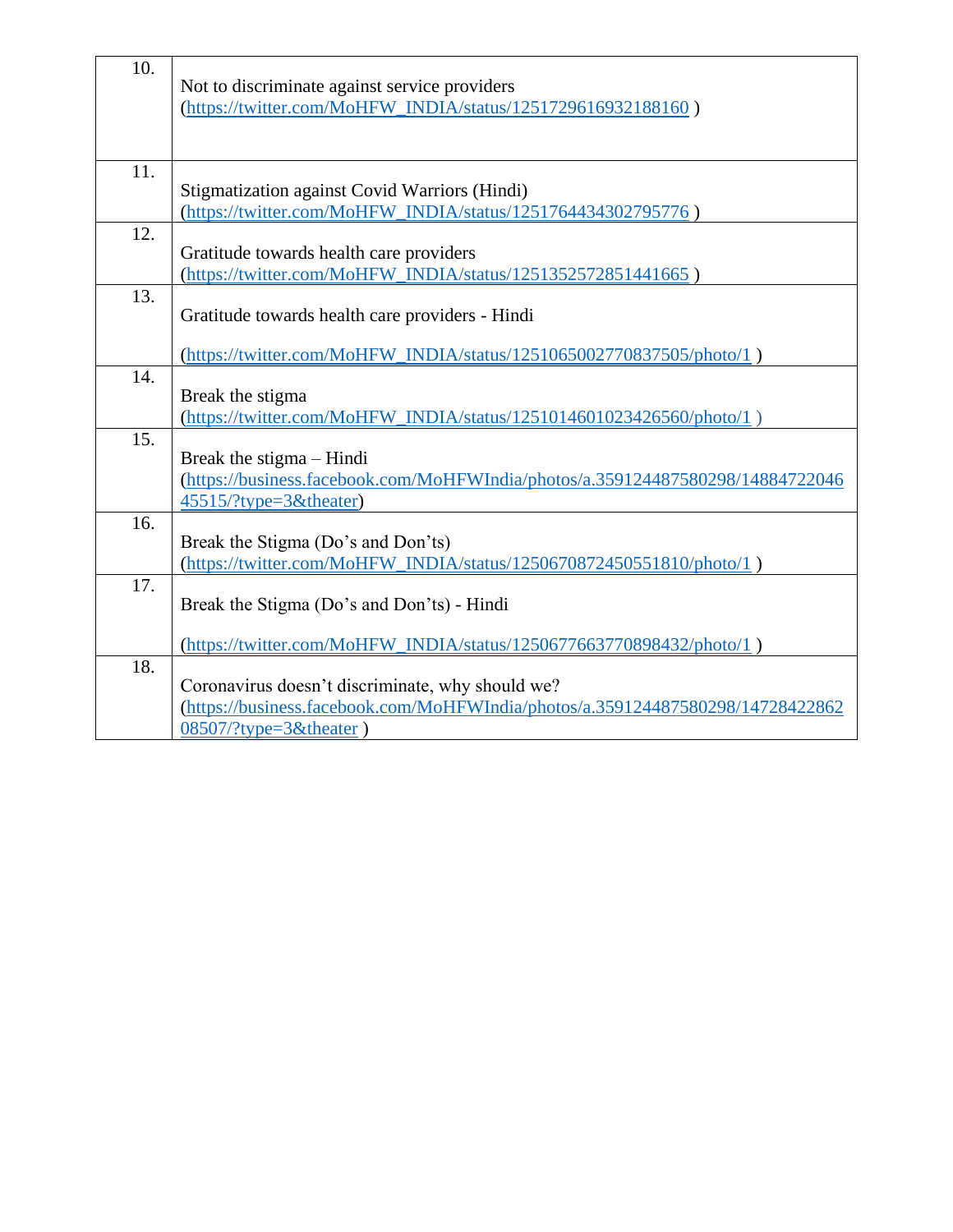| | |
|---|---|
| 10. | Not to discriminate against service providers (https://twitter.com/MoHFW_INDIA/status/1251729616932188160 ) |
| 11. | Stigmatization against Covid Warriors (Hindi) (https://twitter.com/MoHFW_INDIA/status/1251764434302795776 ) |
| 12. | Gratitude towards health care providers (https://twitter.com/MoHFW_INDIA/status/1251352572851441665 ) |
| 13. | Gratitude towards health care providers - Hindi<br><br>(https://twitter.com/MoHFW_INDIA/status/1251065002770837505/photo/1 ) |
| 14. | Break the stigma (https://twitter.com/MoHFW_INDIA/status/1251014601023426560/photo/1 ) |
| 15. | Break the stigma – Hindi (https://business.facebook.com/MoHFWIndia/photos/a.359124487580298/1488472204645515/?type=3&theater) |
| 16. | Break the Stigma (Do's and Don'ts) (https://twitter.com/MoHFW_INDIA/status/1250670872450551810/photo/1 ) |
| 17. | Break the Stigma (Do's and Don'ts) - Hindi<br><br>(https://twitter.com/MoHFW_INDIA/status/1250677663770898432/photo/1 ) |
| 18. | Coronavirus doesn't discriminate, why should we? (https://business.facebook.com/MoHFWIndia/photos/a.359124487580298/1472842286208507/?type=3&theater ) |